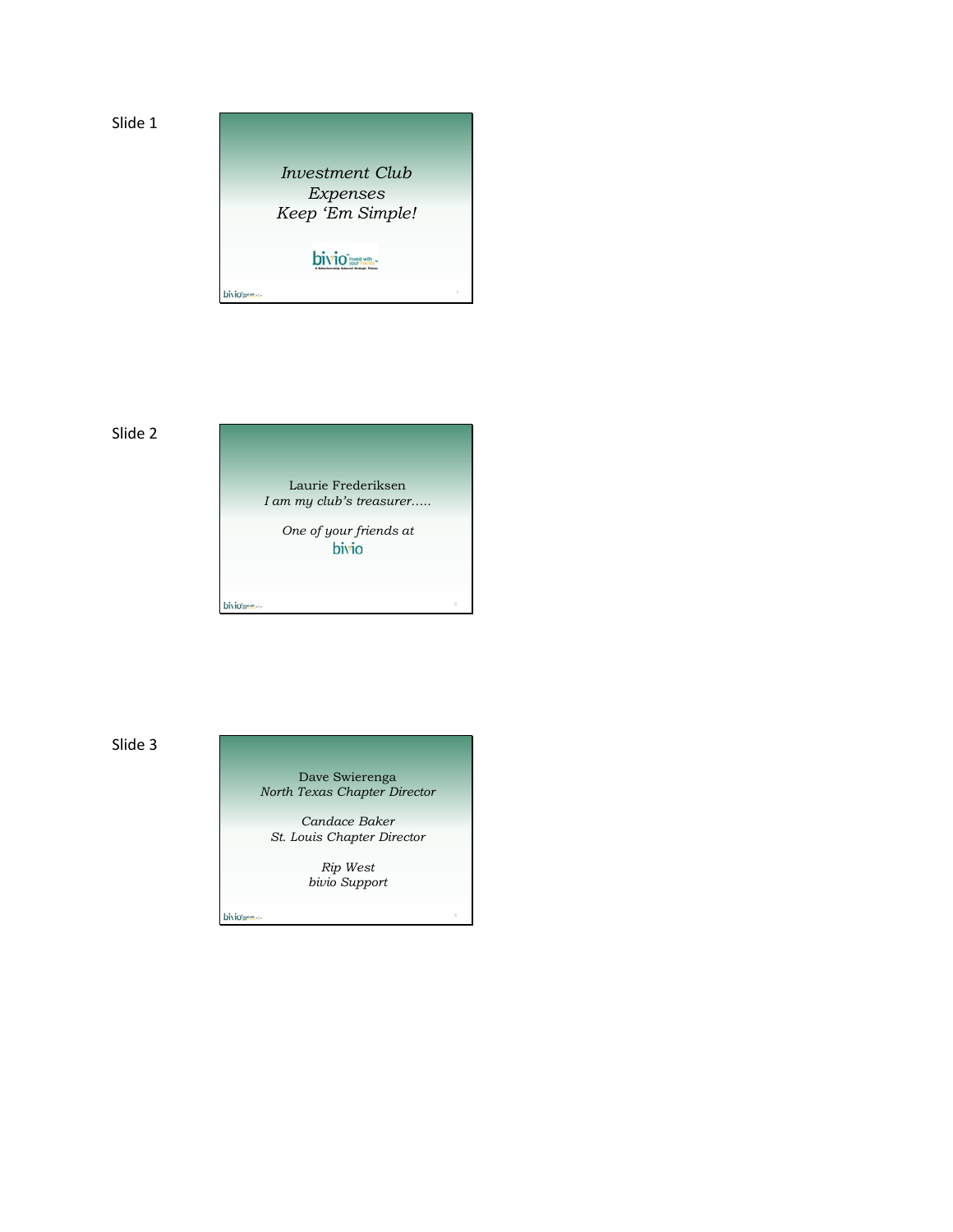Slide 1

*Investment Club Expenses Keep 'Em Simple!*

Slide 2

Laurie Frederiksen
*I am my club's treasurer…..*

*One of your friends at* bivio

Slide 3

Dave Swierenga
*North Texas Chapter Director*

*Candace Baker*
*St. Louis Chapter Director*

*Rip West*
*bivio Support*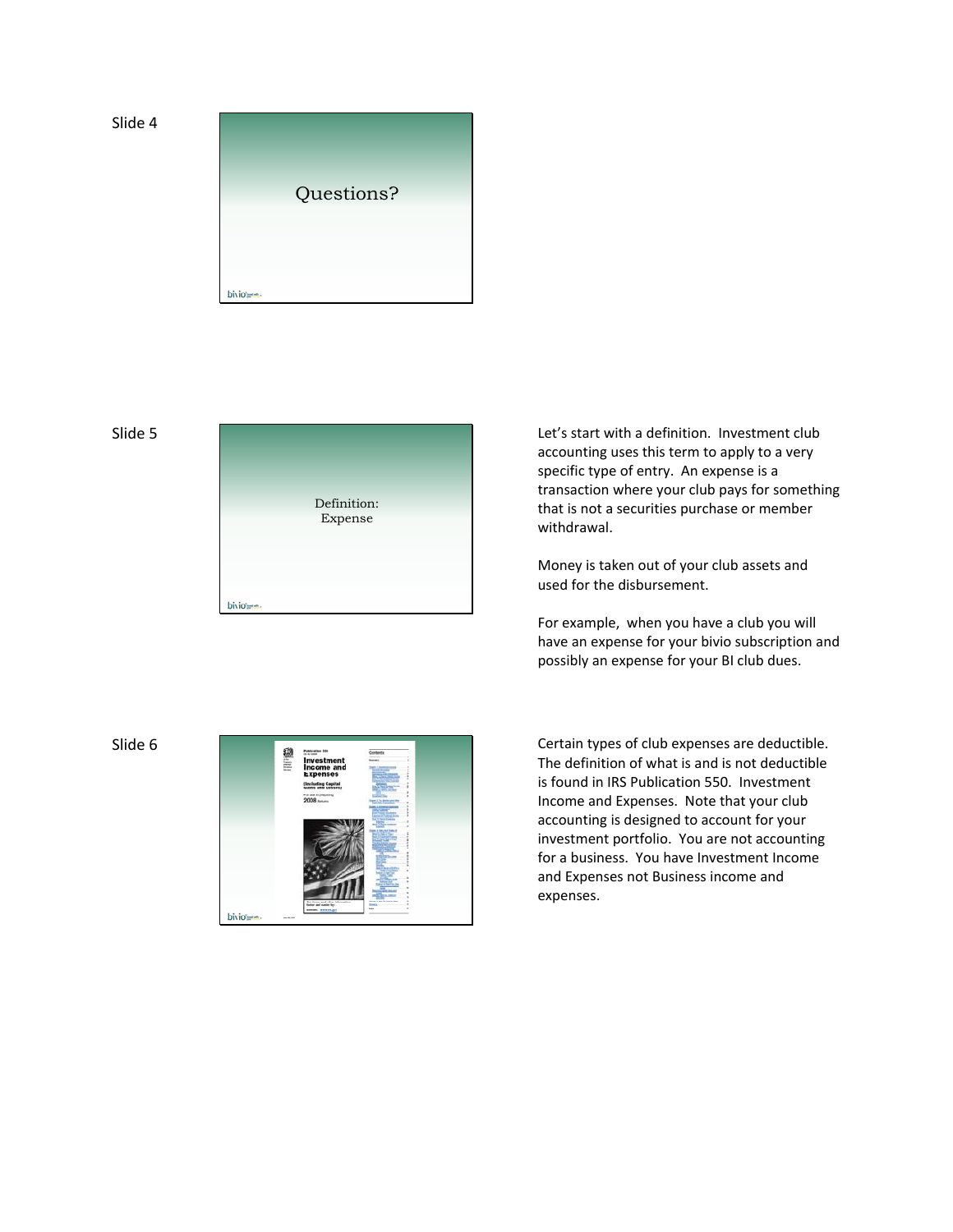Slide 4

Questions?

Slide 5

Definition:
Expense

Let's start with a definition. Investment club accounting uses this term to apply to a very specific type of entry. An expense is a transaction where your club pays for something that is not a securities purchase or member withdrawal.

Money is taken out of your club assets and used for the disbursement.

For example, when you have a club you will have an expense for your bivio subscription and possibly an expense for your BI club dues.

Slide 6

Certain types of club expenses are deductible. The definition of what is and is not deductible is found in IRS Publication 550. Investment Income and Expenses. Note that your club accounting is designed to account for your investment portfolio. You are not accounting for a business. You have Investment Income and Expenses not Business income and expenses.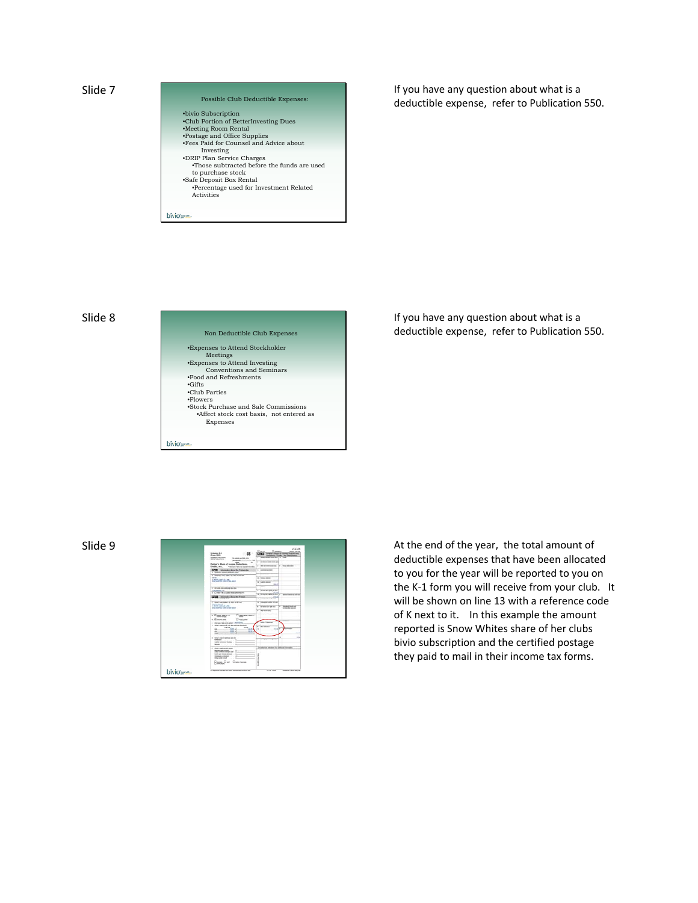Slide 7

Possible Club Deductible Expenses:

- bivio Subscription
- Club Portion of BetterInvesting Dues
- Meeting Room Rental
- Postage and Office Supplies
- Fees Paid for Counsel and Advice about Investing
- DRIP Plan Service Charges
  - Those subtracted before the funds are used to purchase stock
- Safe Deposit Box Rental
  - Percentage used for Investment Related Activities

If you have any question about what is a deductible expense, refer to Publication 550.

Slide 8

Non Deductible Club Expenses

- Expenses to Attend Stockholder Meetings
- Expenses to Attend Investing Conventions and Seminars
- Food and Refreshments
- Gifts
- Club Parties
- Flowers
- Stock Purchase and Sale Commissions
  - Affect stock cost basis, not entered as Expenses

If you have any question about what is a deductible expense, refer to Publication 550.

Slide 9

At the end of the year, the total amount of deductible expenses that have been allocated to you for the year will be reported to you on the K-1 form you will receive from your club. It will be shown on line 13 with a reference code of K next to it. In this example the amount reported is Snow Whites share of her clubs bivio subscription and the certified postage they paid to mail in their income tax forms.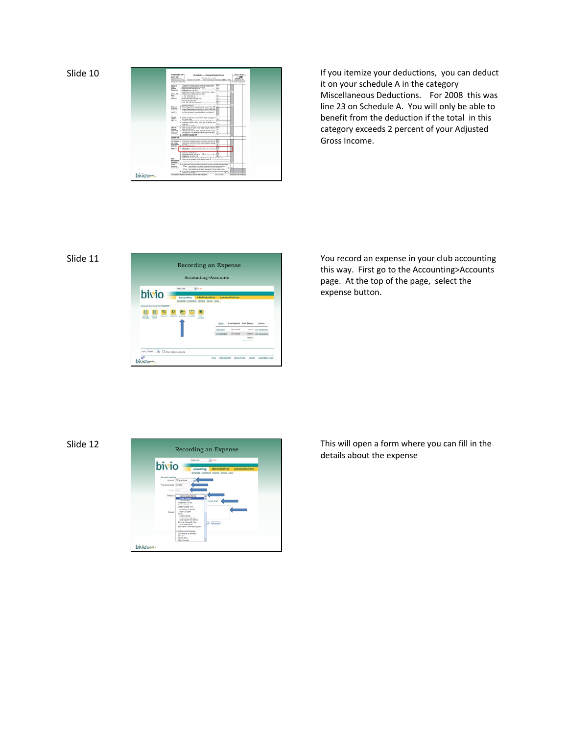Slide 10

If you itemize your deductions, you can deduct it on your schedule A in the category Miscellaneous Deductions. For 2008 this was line 23 on Schedule A. You will only be able to benefit from the deduction if the total in this category exceeds 2 percent of your Adjusted Gross Income.

Slide 11

You record an expense in your club accounting this way. First go to the Accounting>Accounts page. At the top of the page, select the expense button.

Slide 12

This will open a form where you can fill in the details about the expense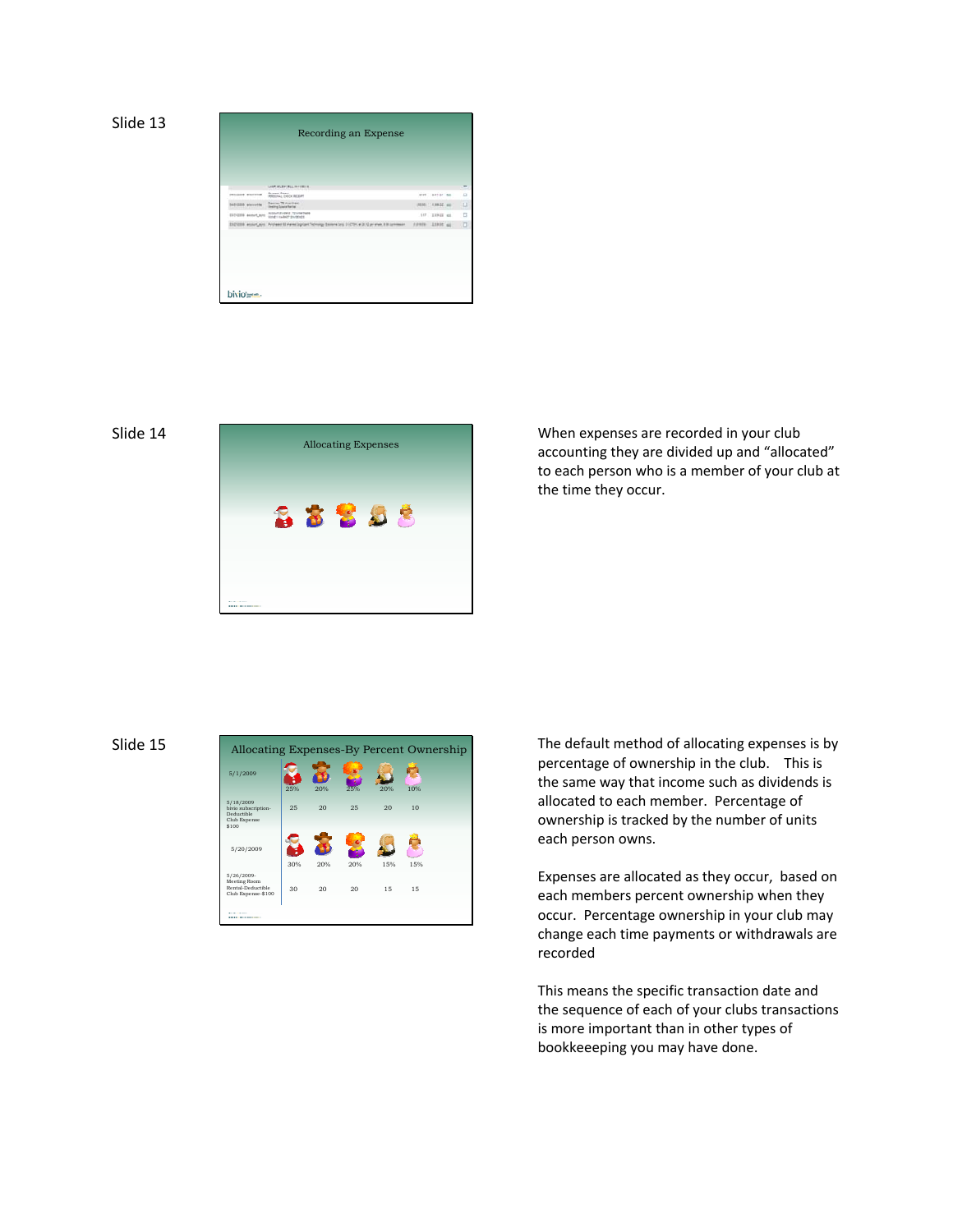Slide 13

Recording an Expense

Slide 14

Allocating Expenses

When expenses are recorded in your club accounting they are divided up and "allocated" to each person who is a member of your club at the time they occur.

Slide 15

Allocating Expenses-By Percent Ownership

| | | | | | |
|---|---|---|---|---|---|
| 5/1/2009 | 25% | 20% | 25% | 20% | 10% |
| 5/18/2009 bivio subscription-Deductible Club Expense $100 | 25 | 20 | 25 | 20 | 10 |
| 5/20/2009 | 30% | 20% | 20% | 15% | 15% |
| 5/26/2009-Meeting Room Rental-Deductible Club Expense-$100 | 30 | 20 | 20 | 15 | 15 |

The default method of allocating expenses is by percentage of ownership in the club. This is the same way that income such as dividends is allocated to each member. Percentage of ownership is tracked by the number of units each person owns.

Expenses are allocated as they occur, based on each members percent ownership when they occur. Percentage ownership in your club may change each time payments or withdrawals are recorded

This means the specific transaction date and the sequence of each of your clubs transactions is more important than in other types of bookkeeeping you may have done.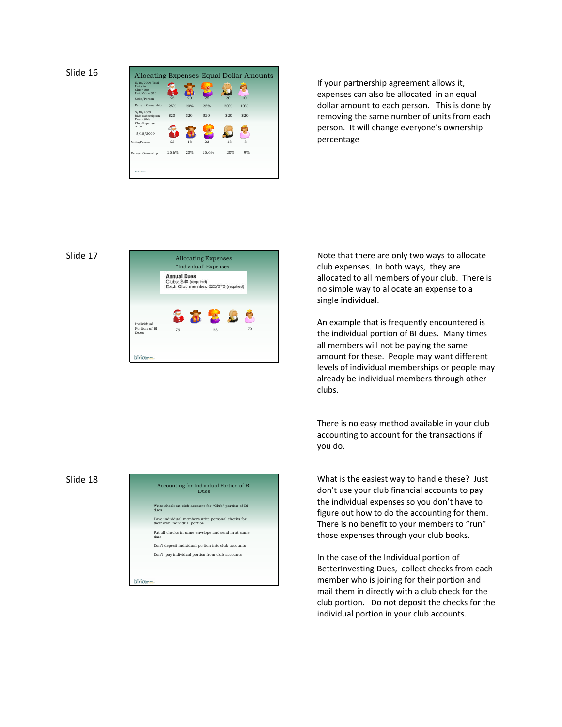## Slide 16

**Allocating Expenses-Equal Dollar Amounts**

| | | | | | |
|---|---|---|---|---|---|
| 5/18/2009-Total Units in Club=100 Unit Value $10 | | | | | |
| Units/Person | 25 | 20 | 25 | 20 | 10 |
| Percent Ownership | 25% | 20% | 25% | 20% | 10% |
| 5/18/2009 bivio subscription-Deductible Club Expense $100 | $20 | $20 | $20 | $20 | $20 |
| 5/18/2009 | | | | | |
| Units/Person | 23 | 18 | 23 | 18 | 8 |
| Percent Ownership | 25.6% | 20% | 25.6% | 20% | 9% |

If your partnership agreement allows it, expenses can also be allocated in an equal dollar amount to each person. This is done by removing the same number of units from each person. It will change everyone's ownership percentage

## Slide 17

**Allocating Expenses**
"Individual" Expenses

**Annual Dues**
Clubs: $40 (required)
Each Club member: $25/$79 (required)

| | | | | | |
|---|---|---|---|---|---|
| Individual Portion of BI Dues | 79 | | 25 | | 79 |

bivio

Note that there are only two ways to allocate club expenses. In both ways, they are allocated to all members of your club. There is no simple way to allocate an expense to a single individual.

An example that is frequently encountered is the individual portion of BI dues. Many times all members will not be paying the same amount for these. People may want different levels of individual memberships or people may already be individual members through other clubs.

There is no easy method available in your club accounting to account for the transactions if you do.

## Slide 18

**Accounting for Individual Portion of BI Dues**

- Write check on club account for "Club" portion of BI dues
- Have individual members write personal checks for their own individual portion
- Put all checks in same envelope and send in at same time
- Don't deposit individual portion into club accounts
- Don't pay individual portion from club accounts

bivio

What is the easiest way to handle these? Just don't use your club financial accounts to pay the individual expenses so you don't have to figure out how to do the accounting for them. There is no benefit to your members to "run" those expenses through your club books.

In the case of the Individual portion of BetterInvesting Dues, collect checks from each member who is joining for their portion and mail them in directly with a club check for the club portion. Do not deposit the checks for the individual portion in your club accounts.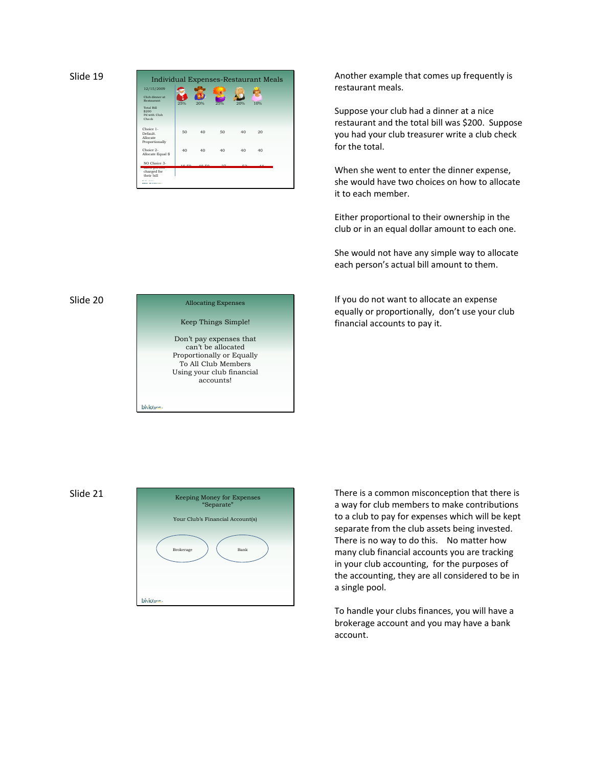## Slide 19

**Individual Expenses-Restaurant Meals**

12/15/2009

Club dinner at Restaurant

Total Bill $200 Pd with Club Check

| | 25% | 20% | 25% | 20% | 10% |
|---|---|---|---|---|---|
| Choice 1- Default. Allocate Proportionally | 50 | 40 | 50 | 40 | 20 |
| Choice 2- Allocate Equal $ | 40 | 40 | 40 | 40 | 40 |
| ~~NO Choice 3- charged for their bill~~ | ~~18.50~~ | ~~48.50~~ | ~~37~~ | ~~52~~ | ~~44~~ |

Another example that comes up frequently is restaurant meals.

Suppose your club had a dinner at a nice restaurant and the total bill was $200. Suppose you had your club treasurer write a club check for the total.

When she went to enter the dinner expense, she would have two choices on how to allocate it to each member.

Either proportional to their ownership in the club or in an equal dollar amount to each one.

She would not have any simple way to allocate each person's actual bill amount to them.

## Slide 20

**Allocating Expenses**

Keep Things Simple!

Don't pay expenses that can't be allocated Proportionally or Equally To All Club Members Using your club financial accounts!

If you do not want to allocate an expense equally or proportionally, don't use your club financial accounts to pay it.

## Slide 21

**Keeping Money for Expenses "Separate"**

Your Club's Financial Account(s)

Brokerage

Bank

There is a common misconception that there is a way for club members to make contributions to a club to pay for expenses which will be kept separate from the club assets being invested. There is no way to do this. No matter how many club financial accounts you are tracking in your club accounting, for the purposes of the accounting, they are all considered to be in a single pool.

To handle your clubs finances, you will have a brokerage account and you may have a bank account.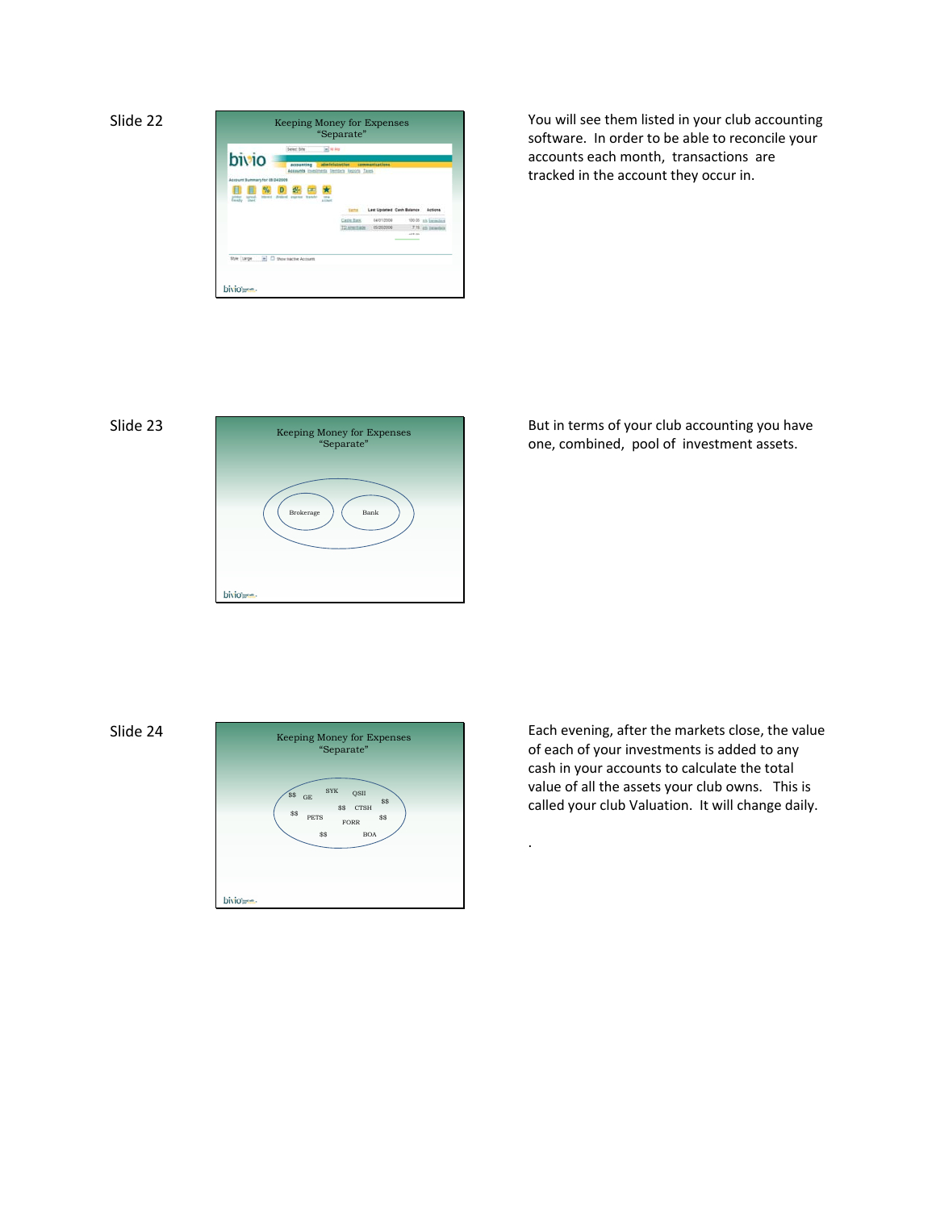Slide 22

Keeping Money for Expenses "Separate"

You will see them listed in your club accounting software. In order to be able to reconcile your accounts each month, transactions are tracked in the account they occur in.

Slide 23

Keeping Money for Expenses "Separate"

Brokerage

Bank

But in terms of your club accounting you have one, combined, pool of investment assets.

Slide 24

Keeping Money for Expenses "Separate"

$$ GE SYK QSII $$ $$ CTSH $$ PETS FORR $$ $$ BOA

Each evening, after the markets close, the value of each of your investments is added to any cash in your accounts to calculate the total value of all the assets your club owns. This is called your club Valuation. It will change daily.

.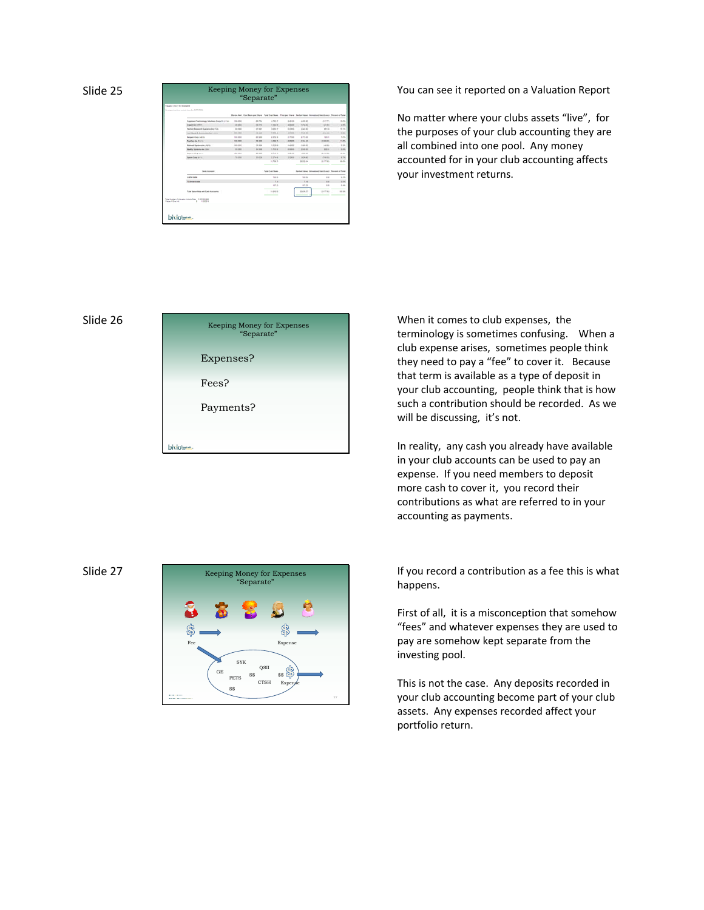Slide 25

Keeping Money for Expenses "Separate"

You can see it reported on a Valuation Report

No matter where your clubs assets "live", for the purposes of your club accounting they are all combined into one pool. Any money accounted for in your club accounting affects your investment returns.

Slide 26

Keeping Money for Expenses "Separate"

Expenses?

Fees?

Payments?

When it comes to club expenses, the terminology is sometimes confusing. When a club expense arises, sometimes people think they need to pay a "fee" to cover it. Because that term is available as a type of deposit in your club accounting, people think that is how such a contribution should be recorded. As we will be discussing, it's not.

In reality, any cash you already have available in your club accounts can be used to pay an expense. If you need members to deposit more cash to cover it, you record their contributions as what are referred to in your accounting as payments.

Slide 27

Keeping Money for Expenses "Separate"

If you record a contribution as a fee this is what happens.

First of all, it is a misconception that somehow "fees" and whatever expenses they are used to pay are somehow kept separate from the investing pool.

This is not the case. Any deposits recorded in your club accounting become part of your club assets. Any expenses recorded affect your portfolio return.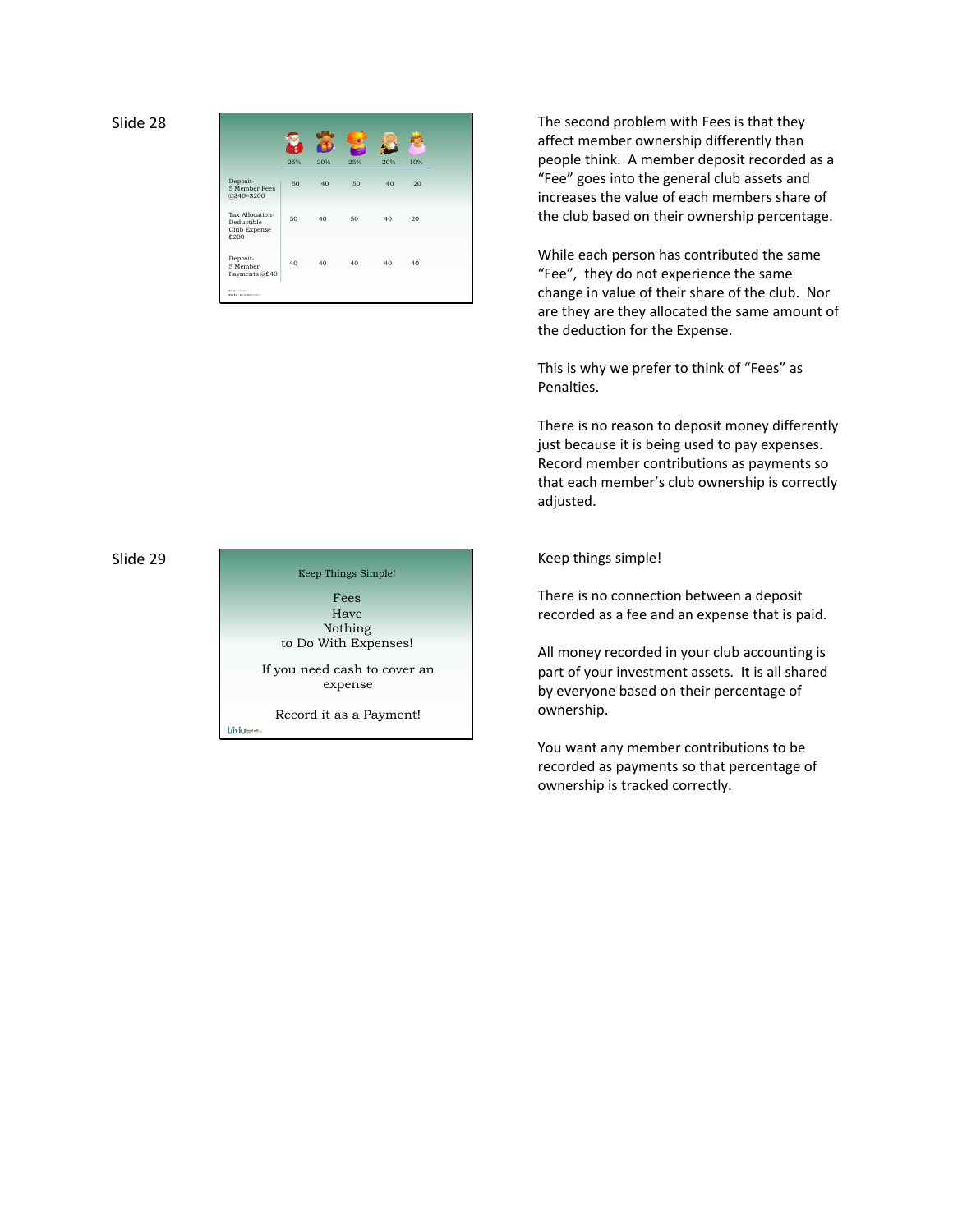## Slide 28

|  | 25% | 20% | 25% | 20% | 10% |
|---|---|---|---|---|---|
| Deposit- 5 Member Fees @$40=$200 | 50 | 40 | 50 | 40 | 20 |
| Tax Allocation- Deductible Club Expense $200 | 50 | 40 | 50 | 40 | 20 |
| Deposit- 5 Member Payments @$40 | 40 | 40 | 40 | 40 | 40 |

The second problem with Fees is that they affect member ownership differently than people think. A member deposit recorded as a "Fee" goes into the general club assets and increases the value of each members share of the club based on their ownership percentage.

While each person has contributed the same "Fee", they do not experience the same change in value of their share of the club. Nor are they are they allocated the same amount of the deduction for the Expense.

This is why we prefer to think of "Fees" as Penalties.

There is no reason to deposit money differently just because it is being used to pay expenses. Record member contributions as payments so that each member's club ownership is correctly adjusted.

## Slide 29

Keep Things Simple!

Fees Have Nothing to Do With Expenses!

If you need cash to cover an expense

Record it as a Payment!

Keep things simple!

There is no connection between a deposit recorded as a fee and an expense that is paid.

All money recorded in your club accounting is part of your investment assets. It is all shared by everyone based on their percentage of ownership.

You want any member contributions to be recorded as payments so that percentage of ownership is tracked correctly.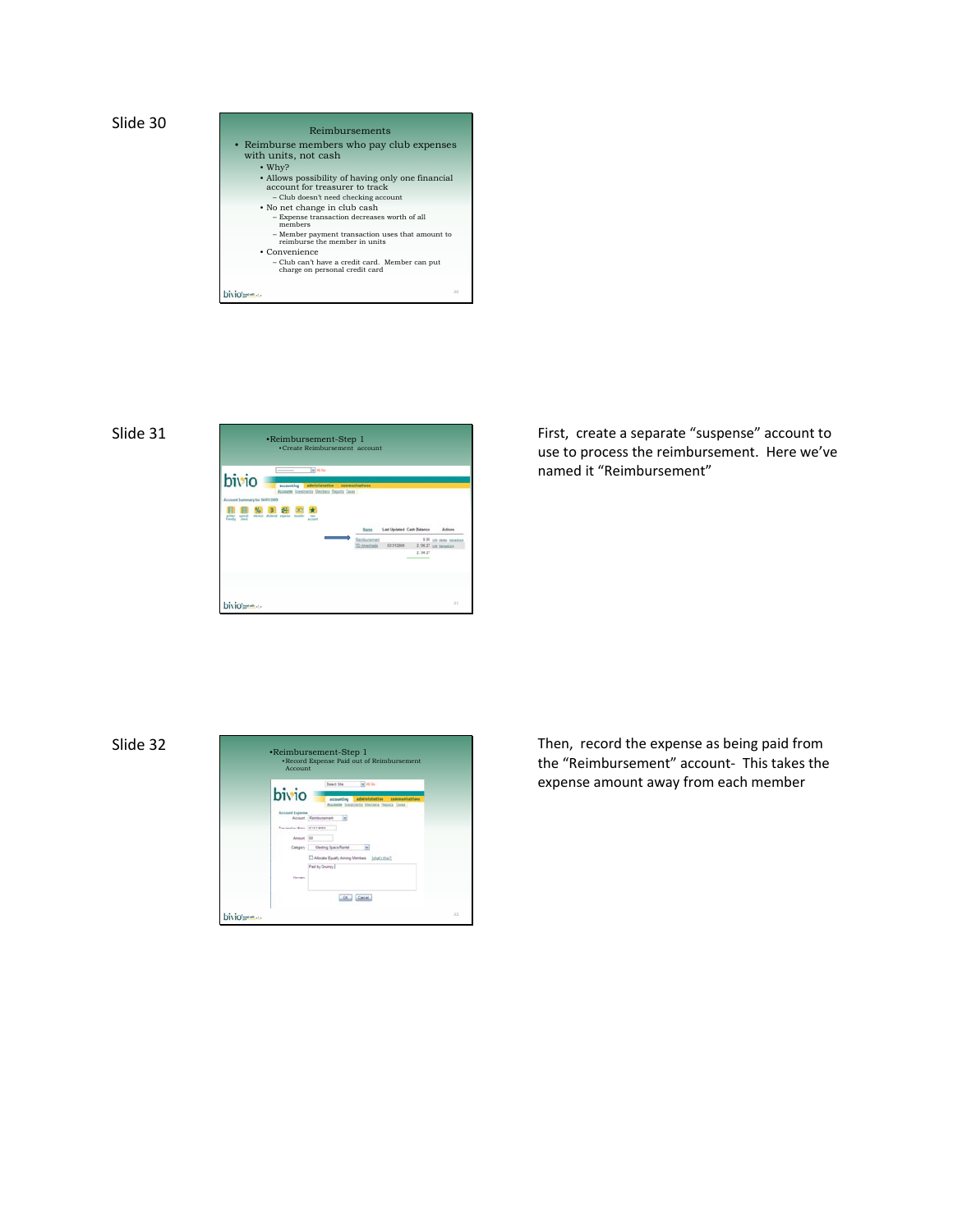Slide 30

Reimbursements

- Reimburse members who pay club expenses with units, not cash
  - Why?
  - Allows possibility of having only one financial account for treasurer to track
    - Club doesn't need checking account
  - No net change in club cash
    - Expense transaction decreases worth of all members
    - Member payment transaction uses that amount to reimburse the member in units
  - Convenience
    - Club can't have a credit card. Member can put charge on personal credit card

Slide 31

•Reimbursement-Step 1
•Create Reimbursement account

First, create a separate "suspense" account to use to process the reimbursement. Here we've named it "Reimbursement"

Slide 32

•Reimbursement-Step 1
•Record Expense Paid out of Reimbursement Account

Then, record the expense as being paid from the "Reimbursement" account- This takes the expense amount away from each member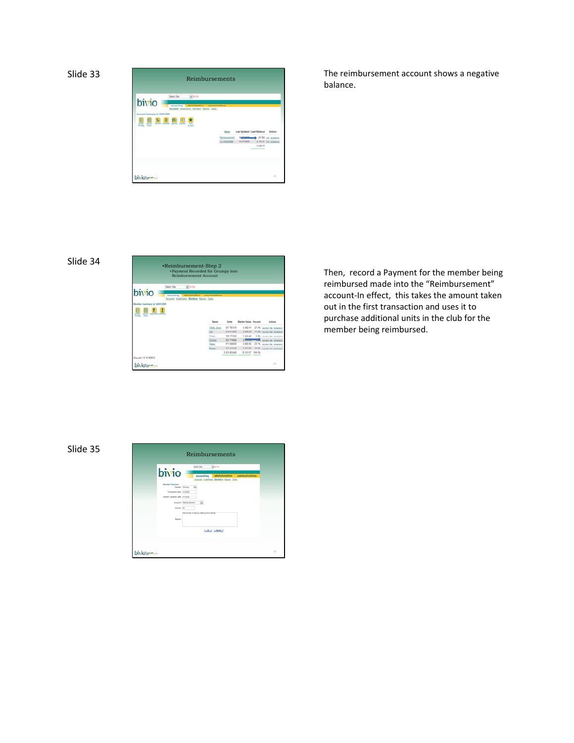Slide 33

Reimbursements

The reimbursement account shows a negative balance.

Slide 34

•Reimbursement-Step 2
•Payment Recorded for Grumpy into Reimbursement Account

Then, record a Payment for the member being reimbursed made into the "Reimbursement" account-In effect, this takes the amount taken out in the first transaction and uses it to purchase additional units in the club for the member being reimbursed.

Slide 35

Reimbursements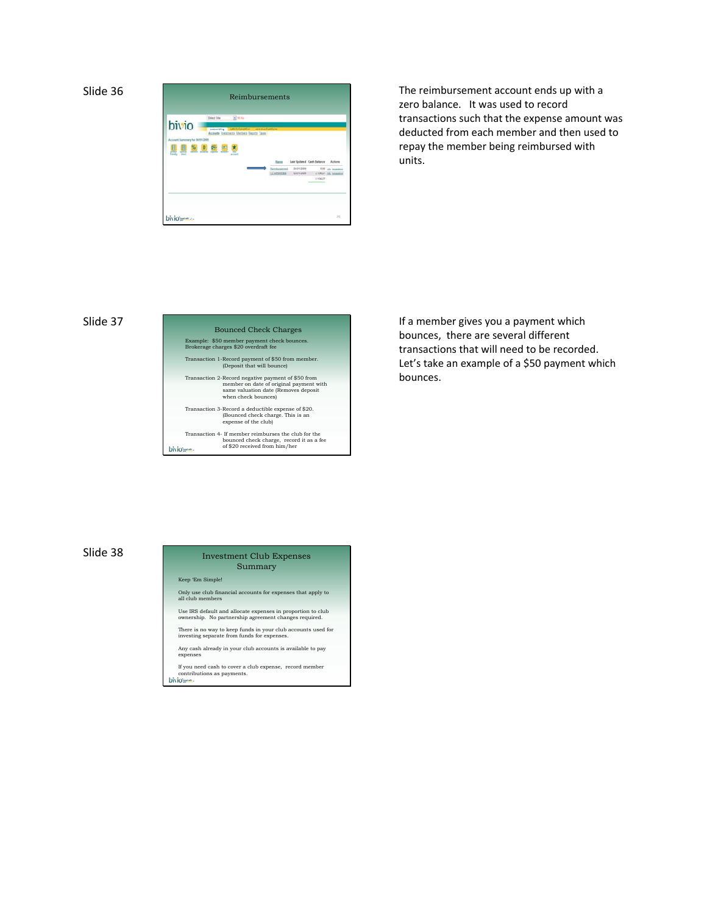Slide 36

**Reimbursements**

| Name | Last Updated | Cash Balance | Actions |
| --- | --- | --- | --- |
| Reimbursement | 04/01/2009 | 0.00 | |
| | | 1,118.27 | |

The reimbursement account ends up with a zero balance. It was used to record transactions such that the expense amount was deducted from each member and then used to repay the member being reimbursed with units.

Slide 37

**Bounced Check Charges**

Example: $50 member payment check bounces. Brokerage charges $20 overdraft fee

Transaction 1-Record payment of $50 from member. (Deposit that will bounce)

Transaction 2-Record negative payment of $50 from member on date of original payment with same valuation date (Removes deposit when check bounces)

Transaction 3-Record a deductible expense of $20. (Bounced check charge. This is an expense of the club)

Transaction 4- If member reimburses the club for the bounced check charge, record it as a fee of $20 received from him/her

If a member gives you a payment which bounces, there are several different transactions that will need to be recorded. Let's take an example of a $50 payment which bounces.

Slide 38

**Investment Club Expenses Summary**

Keep 'Em Simple!

Only use club financial accounts for expenses that apply to all club members

Use IRS default and allocate expenses in proportion to club ownership. No partnership agreement changes required.

There is no way to keep funds in your club accounts used for investing separate from funds for expenses.

Any cash already in your club accounts is available to pay expenses

If you need cash to cover a club expense, record member contributions as payments.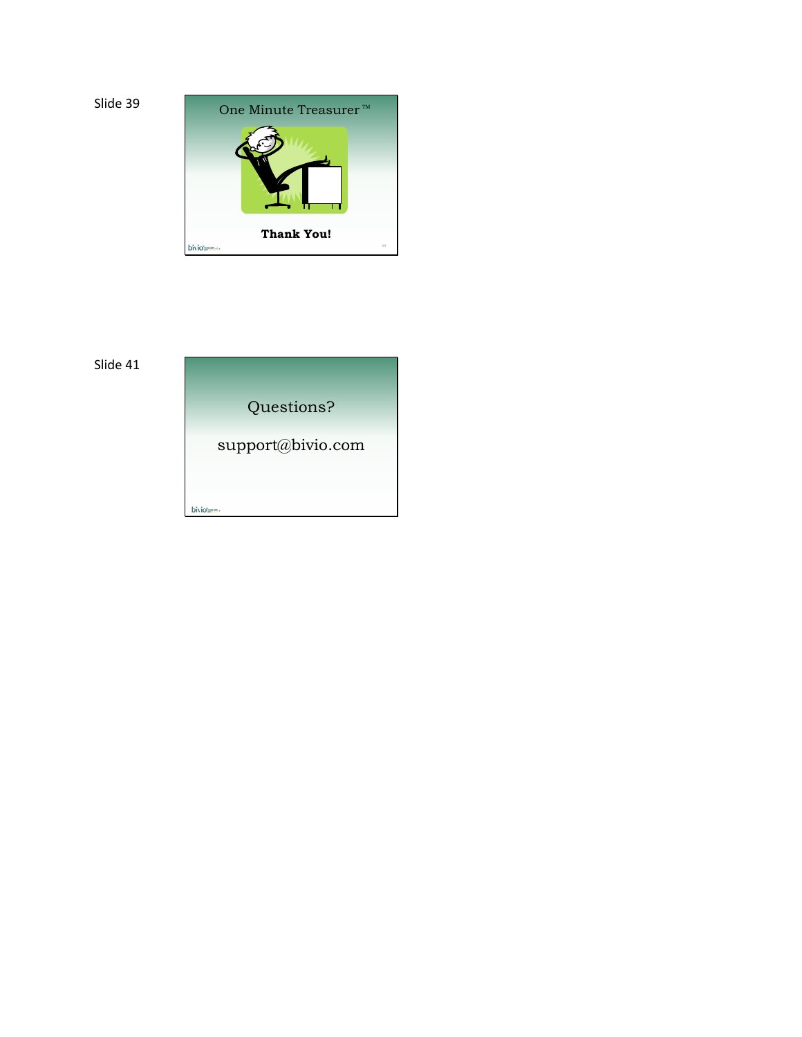Slide 39

One Minute Treasurer ™

**Thank You!**

Slide 41

Questions?

support@bivio.com